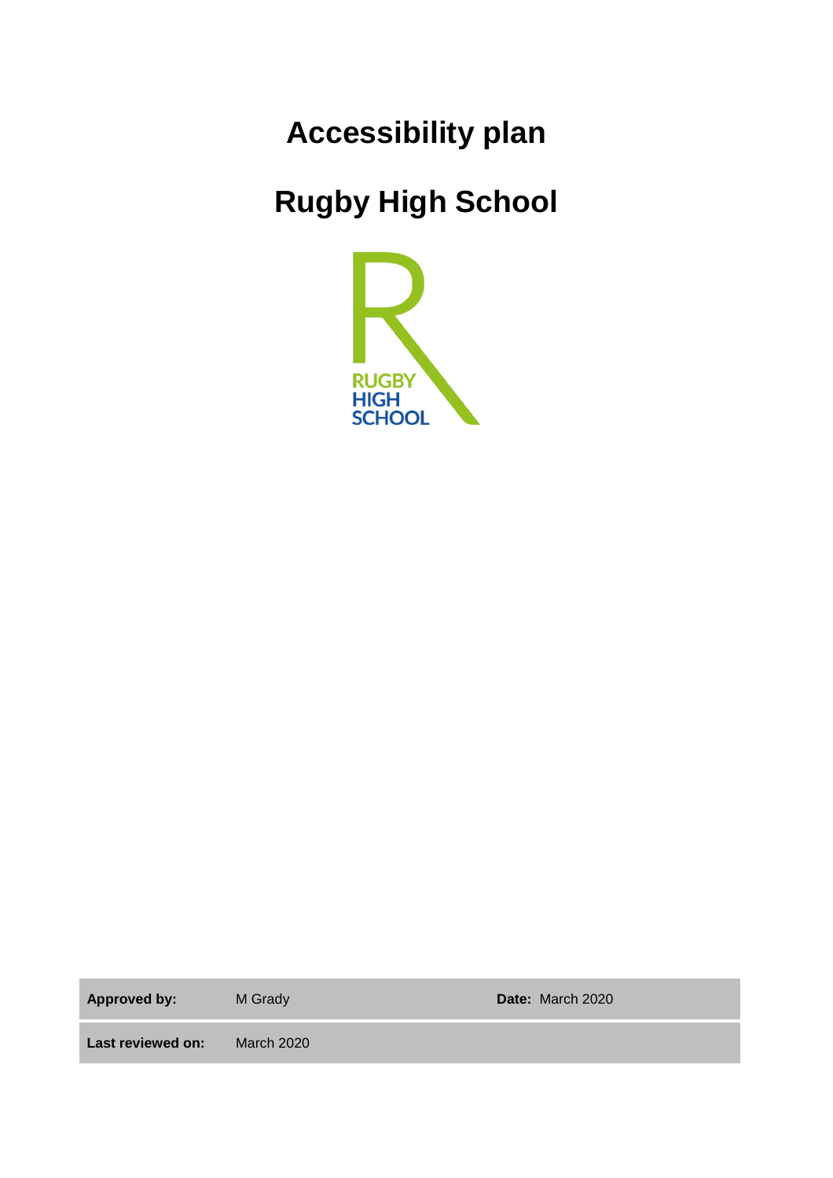# Accessibility plan

# Rugby High School

| **Approved by:** | M Grady | **Date:** March 2020 |
| --- | --- | --- |
| **Last reviewed on:** | March 2020 | |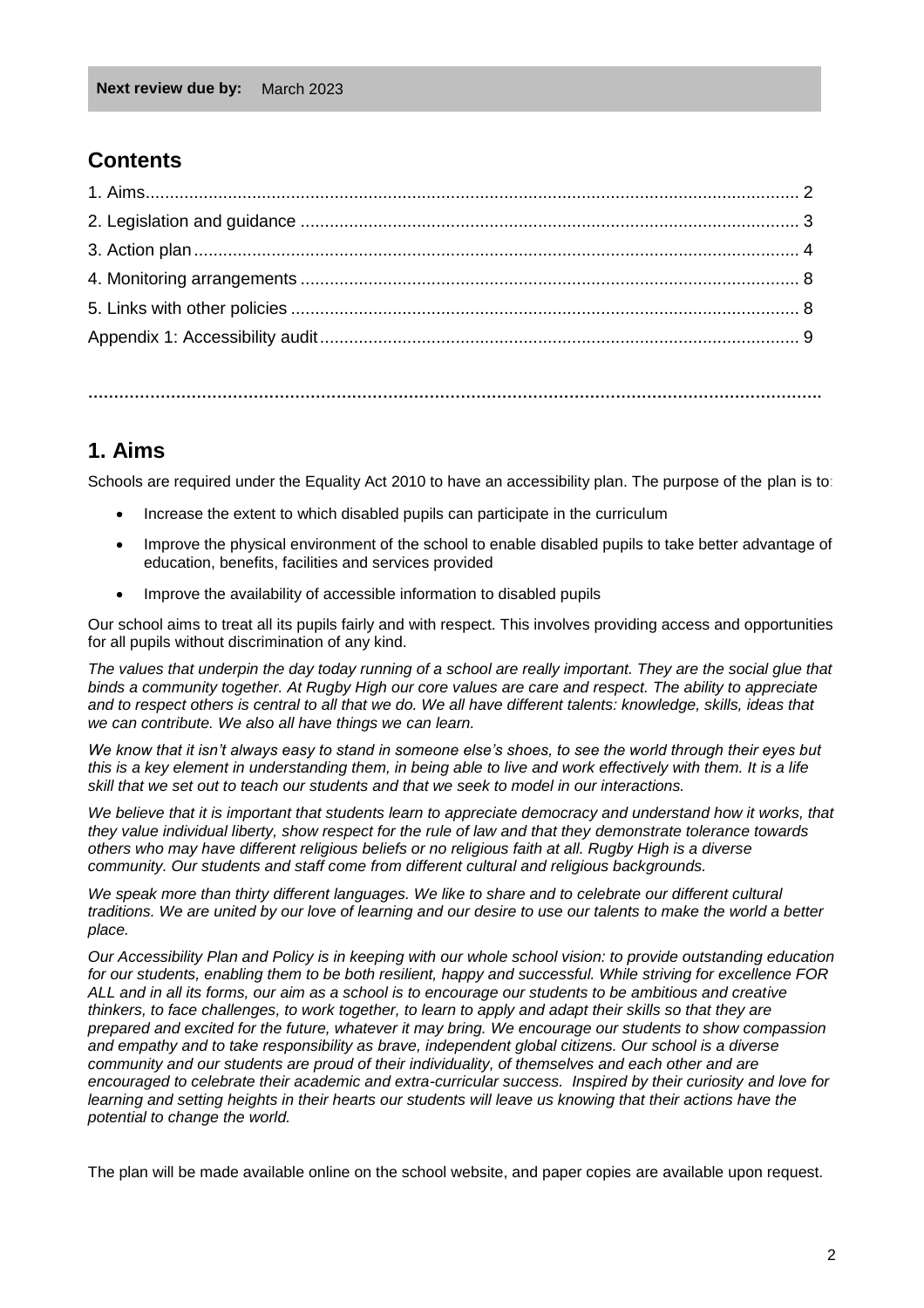**Next review due by:** March 2023

## Contents

1. Aims ....................................................................................... 2
2. Legislation and guidance ....................................................................................... 3
3. Action plan ....................................................................................... 4
4. Monitoring arrangements ....................................................................................... 8
5. Links with other policies ....................................................................................... 8
Appendix 1: Accessibility audit ....................................................................................... 9

## 1. Aims

Schools are required under the Equality Act 2010 to have an accessibility plan. The purpose of the plan is to:

- Increase the extent to which disabled pupils can participate in the curriculum
- Improve the physical environment of the school to enable disabled pupils to take better advantage of education, benefits, facilities and services provided
- Improve the availability of accessible information to disabled pupils

Our school aims to treat all its pupils fairly and with respect. This involves providing access and opportunities for all pupils without discrimination of any kind.

*The values that underpin the day today running of a school are really important. They are the social glue that binds a community together. At Rugby High our core values are care and respect. The ability to appreciate and to respect others is central to all that we do. We all have different talents: knowledge, skills, ideas that we can contribute. We also all have things we can learn.*

*We know that it isn't always easy to stand in someone else's shoes, to see the world through their eyes but this is a key element in understanding them, in being able to live and work effectively with them. It is a life skill that we set out to teach our students and that we seek to model in our interactions.*

*We believe that it is important that students learn to appreciate democracy and understand how it works, that they value individual liberty, show respect for the rule of law and that they demonstrate tolerance towards others who may have different religious beliefs or no religious faith at all. Rugby High is a diverse community. Our students and staff come from different cultural and religious backgrounds.*

*We speak more than thirty different languages. We like to share and to celebrate our different cultural traditions. We are united by our love of learning and our desire to use our talents to make the world a better place.*

*Our Accessibility Plan and Policy is in keeping with our whole school vision: to provide outstanding education for our students, enabling them to be both resilient, happy and successful. While striving for excellence FOR ALL and in all its forms, our aim as a school is to encourage our students to be ambitious and creative thinkers, to face challenges, to work together, to learn to apply and adapt their skills so that they are prepared and excited for the future, whatever it may bring. We encourage our students to show compassion and empathy and to take responsibility as brave, independent global citizens. Our school is a diverse community and our students are proud of their individuality, of themselves and each other and are encouraged to celebrate their academic and extra-curricular success. Inspired by their curiosity and love for learning and setting heights in their hearts our students will leave us knowing that their actions have the potential to change the world.*

The plan will be made available online on the school website, and paper copies are available upon request.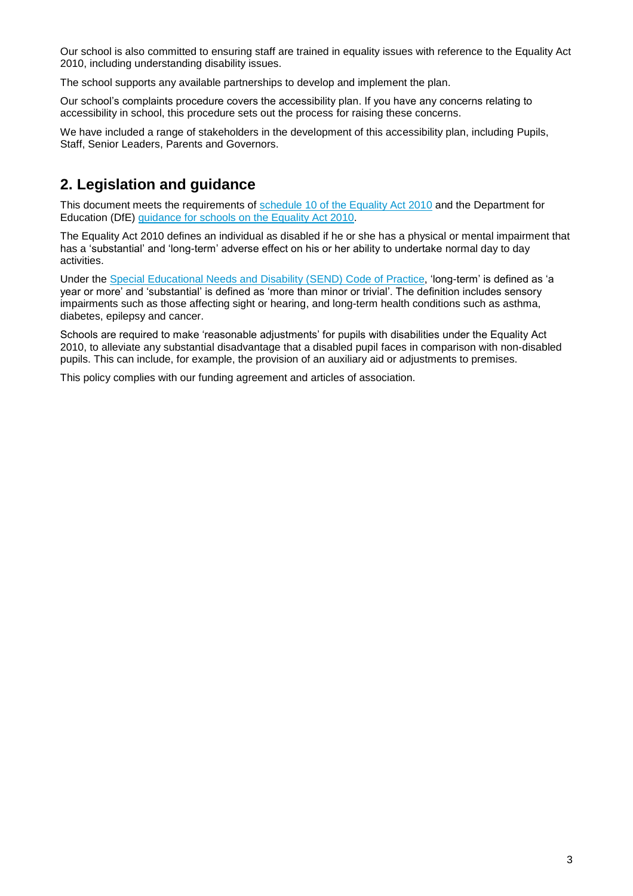Our school is also committed to ensuring staff are trained in equality issues with reference to the Equality Act 2010, including understanding disability issues.

The school supports any available partnerships to develop and implement the plan.

Our school's complaints procedure covers the accessibility plan. If you have any concerns relating to accessibility in school, this procedure sets out the process for raising these concerns.

We have included a range of stakeholders in the development of this accessibility plan, including Pupils, Staff, Senior Leaders, Parents and Governors.

## 2. Legislation and guidance

This document meets the requirements of schedule 10 of the Equality Act 2010 and the Department for Education (DfE) guidance for schools on the Equality Act 2010.

The Equality Act 2010 defines an individual as disabled if he or she has a physical or mental impairment that has a 'substantial' and 'long-term' adverse effect on his or her ability to undertake normal day to day activities.

Under the Special Educational Needs and Disability (SEND) Code of Practice, 'long-term' is defined as 'a year or more' and 'substantial' is defined as 'more than minor or trivial'. The definition includes sensory impairments such as those affecting sight or hearing, and long-term health conditions such as asthma, diabetes, epilepsy and cancer.

Schools are required to make 'reasonable adjustments' for pupils with disabilities under the Equality Act 2010, to alleviate any substantial disadvantage that a disabled pupil faces in comparison with non-disabled pupils. This can include, for example, the provision of an auxiliary aid or adjustments to premises.

This policy complies with our funding agreement and articles of association.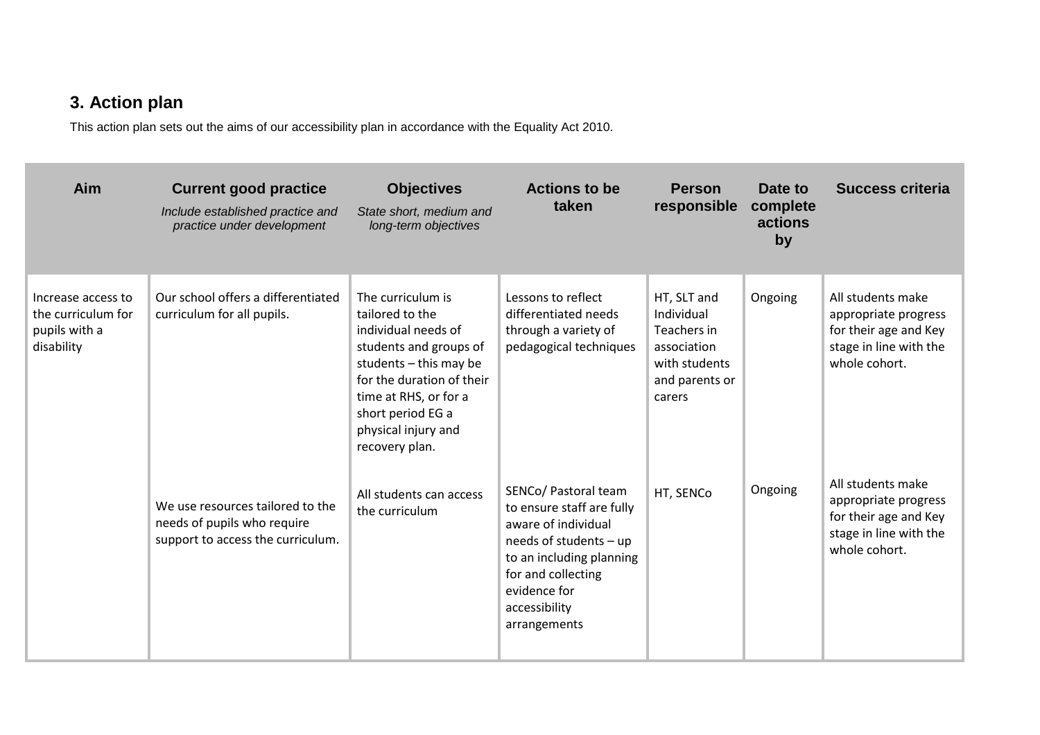## 3. Action plan

This action plan sets out the aims of our accessibility plan in accordance with the Equality Act 2010.

| Aim | Current good practice<br>*Include established practice and practice under development* | Objectives<br>*State short, medium and long-term objectives* | Actions to be taken | Person responsible | Date to complete actions by | Success criteria |
|---|---|---|---|---|---|---|
| Increase access to the curriculum for pupils with a disability | Our school offers a differentiated curriculum for all pupils. | The curriculum is tailored to the individual needs of students and groups of students – this may be for the duration of their time at RHS, or for a short period EG a physical injury and recovery plan. | Lessons to reflect differentiated needs through a variety of pedagogical techniques | HT, SLT and Individual Teachers in association with students and parents or carers | Ongoing | All students make appropriate progress for their age and Key stage in line with the whole cohort. |
| | We use resources tailored to the needs of pupils who require support to access the curriculum. | All students can access the curriculum | SENCo/ Pastoral team to ensure staff are fully aware of individual needs of students – up to an including planning for and collecting evidence for accessibility arrangements | HT, SENCo | Ongoing | All students make appropriate progress for their age and Key stage in line with the whole cohort. |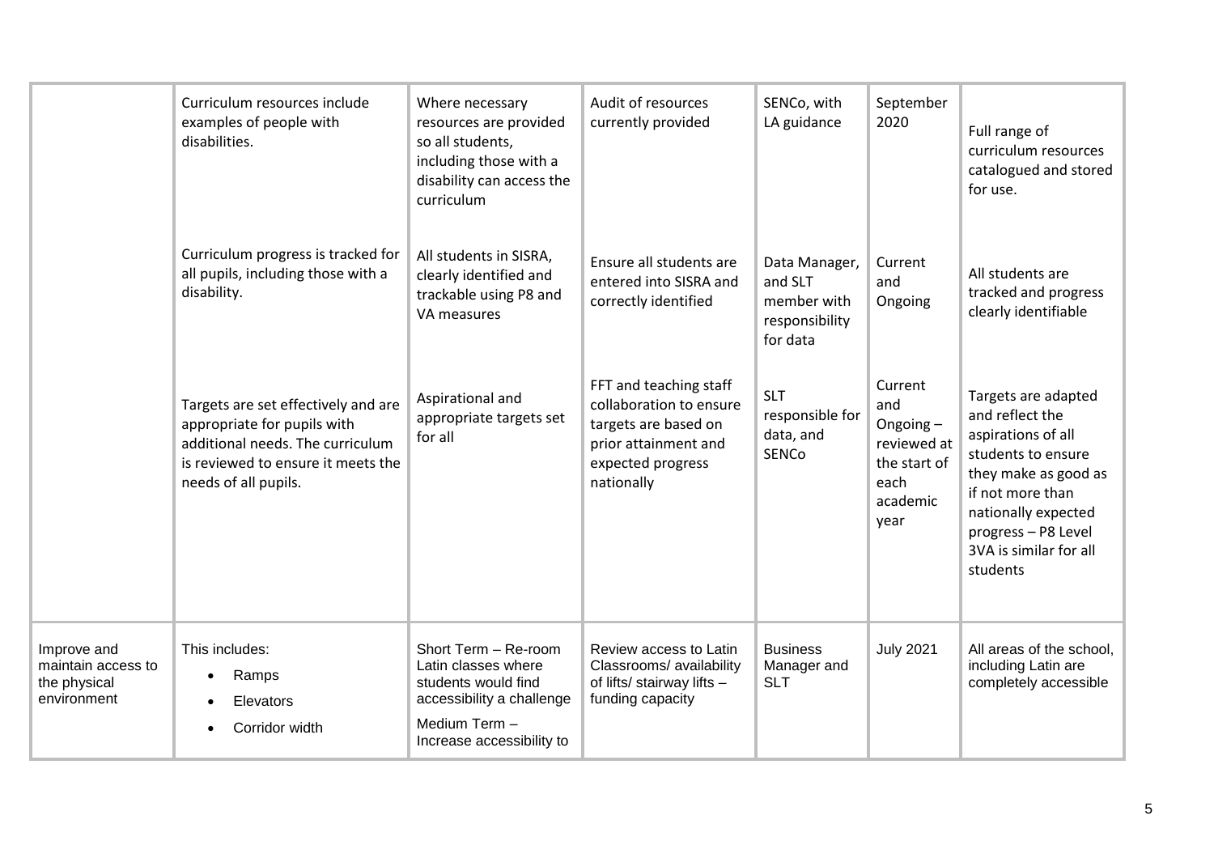|  |  |  |  |  |  |  |
|---|---|---|---|---|---|---|
|  | Curriculum resources include examples of people with disabilities. | Where necessary resources are provided so all students, including those with a disability can access the curriculum | Audit of resources currently provided | SENCo, with LA guidance | September 2020 | Full range of curriculum resources catalogued and stored for use. |
|  | Curriculum progress is tracked for all pupils, including those with a disability. | All students in SISRA, clearly identified and trackable using P8 and VA measures | Ensure all students are entered into SISRA and correctly identified | Data Manager, and SLT member with responsibility for data | Current and Ongoing | All students are tracked and progress clearly identifiable |
|  | Targets are set effectively and are appropriate for pupils with additional needs. The curriculum is reviewed to ensure it meets the needs of all pupils. | Aspirational and appropriate targets set for all | FFT and teaching staff collaboration to ensure targets are based on prior attainment and expected progress nationally | SLT responsible for data, and SENCo | Current and Ongoing – reviewed at the start of each academic year | Targets are adapted and reflect the aspirations of all students to ensure they make as good as if not more than nationally expected progress – P8 Level 3VA is similar for all students |
| Improve and maintain access to the physical environment | This includes:<br>• Ramps<br>• Elevators<br>• Corridor width | Short Term – Re-room Latin classes where students would find accessibility a challenge<br>Medium Term – Increase accessibility to | Review access to Latin Classrooms/ availability of lifts/ stairway lifts – funding capacity | Business Manager and SLT | July 2021 | All areas of the school, including Latin are completely accessible |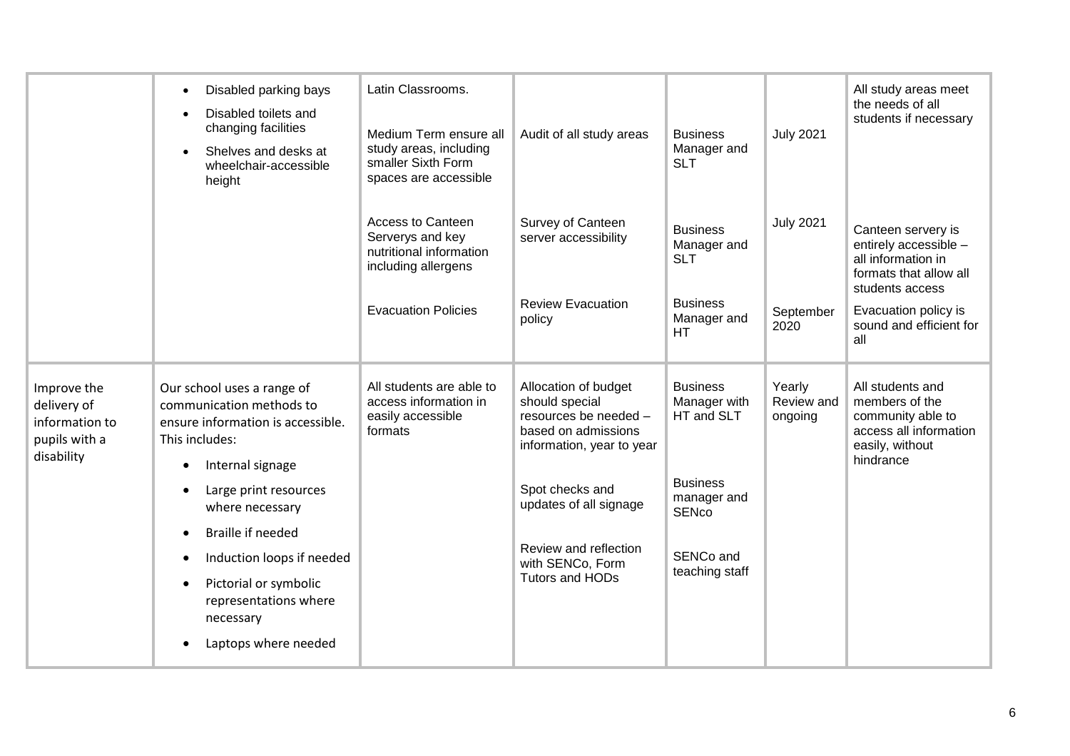| | | | | | | |
|---|---|---|---|---|---|---|
| | • Disabled parking bays<br>• Disabled toilets and changing facilities<br>• Shelves and desks at wheelchair-accessible height | Latin Classrooms.<br><br>Medium Term ensure all study areas, including smaller Sixth Form spaces are accessible | Audit of all study areas | Business Manager and SLT | July 2021 | All study areas meet the needs of all students if necessary |
| | | Access to Canteen Serverys and key nutritional information including allergens | Survey of Canteen server accessibility | Business Manager and SLT | July 2021 | Canteen servery is entirely accessible – all information in formats that allow all students access |
| | | Evacuation Policies | Review Evacuation policy | Business Manager and HT | September 2020 | Evacuation policy is sound and efficient for all |
| Improve the delivery of information to pupils with a disability | Our school uses a range of communication methods to ensure information is accessible. This includes:<br>• Internal signage<br>• Large print resources where necessary<br>• Braille if needed<br>• Induction loops if needed<br>• Pictorial or symbolic representations where necessary<br>• Laptops where needed | All students are able to access information in easily accessible formats | Allocation of budget should special resources be needed – based on admissions information, year to year<br><br>Spot checks and updates of all signage<br><br>Review and reflection with SENCo, Form Tutors and HODs | Business Manager with HT and SLT<br><br>Business manager and SENco<br><br>SENCo and teaching staff | Yearly Review and ongoing | All students and members of the community able to access all information easily, without hindrance |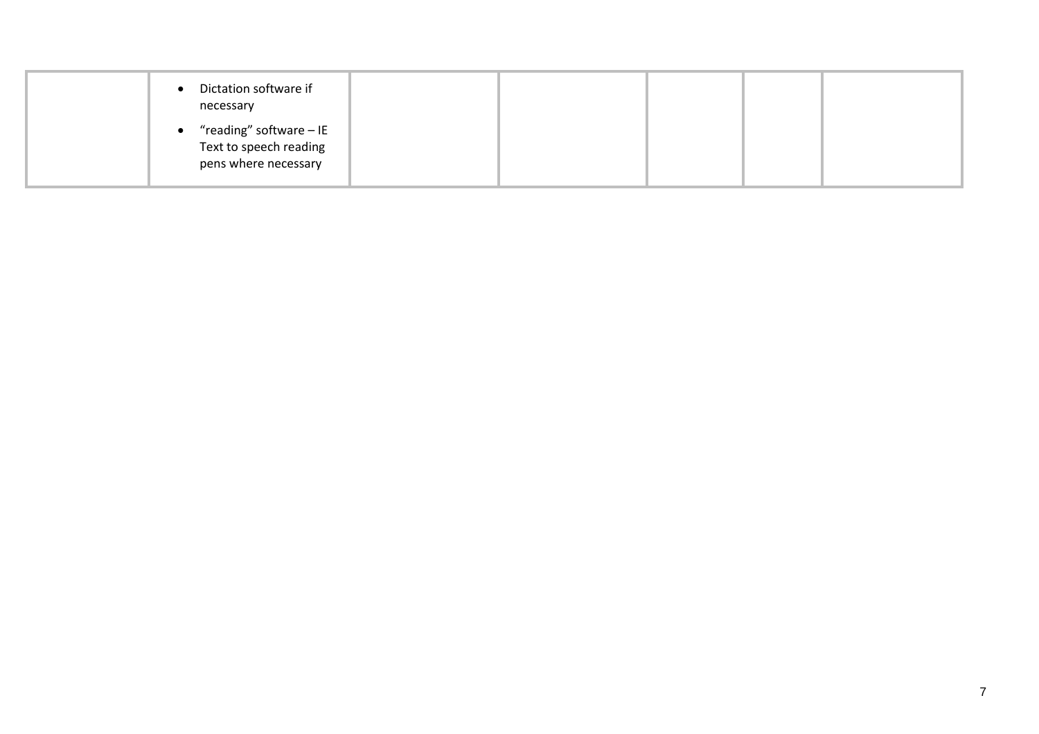|  |  |  |  |  |  |  |
|---|---|---|---|---|---|---|
|  | • Dictation software if necessary<br>• "reading" software – IE Text to speech reading pens where necessary |  |  |  |  |  |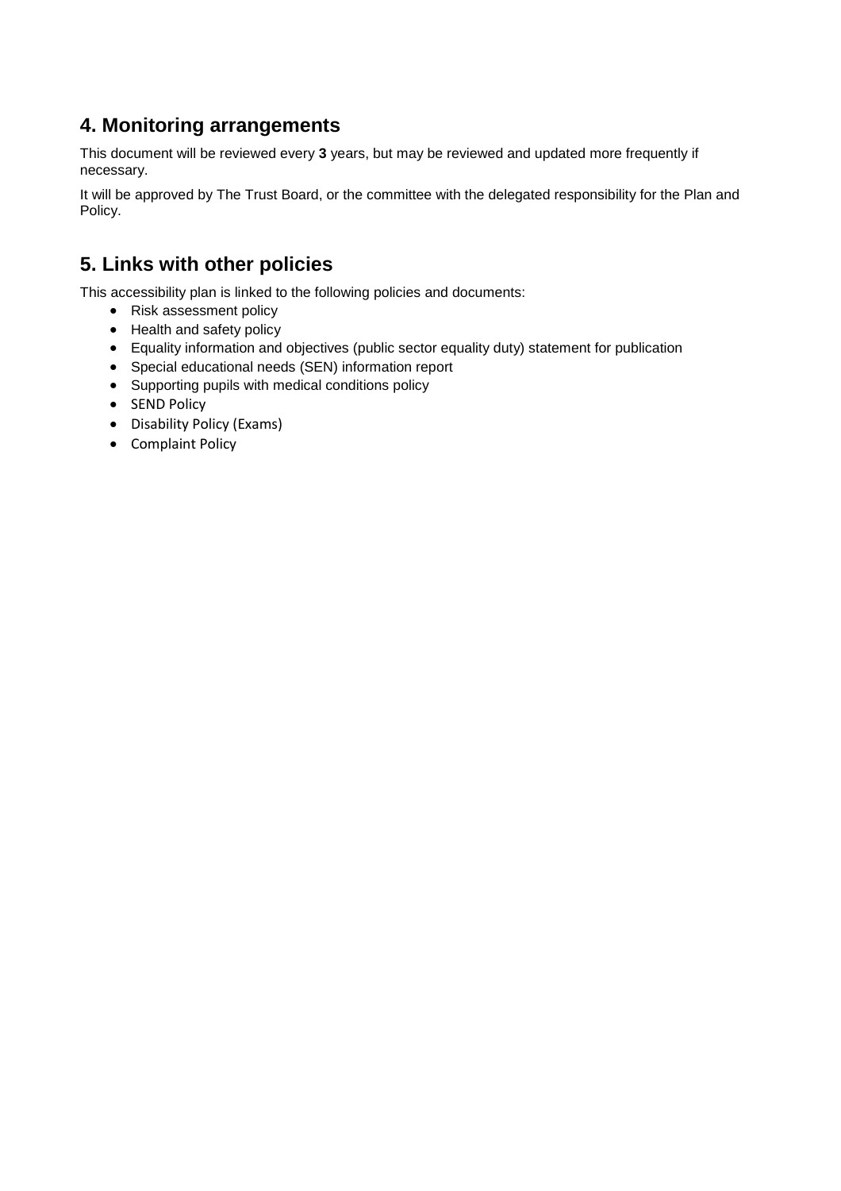## 4. Monitoring arrangements

This document will be reviewed every **3** years, but may be reviewed and updated more frequently if necessary.

It will be approved by The Trust Board, or the committee with the delegated responsibility for the Plan and Policy.

## 5. Links with other policies

This accessibility plan is linked to the following policies and documents:

- Risk assessment policy
- Health and safety policy
- Equality information and objectives (public sector equality duty) statement for publication
- Special educational needs (SEN) information report
- Supporting pupils with medical conditions policy
- SEND Policy
- Disability Policy (Exams)
- Complaint Policy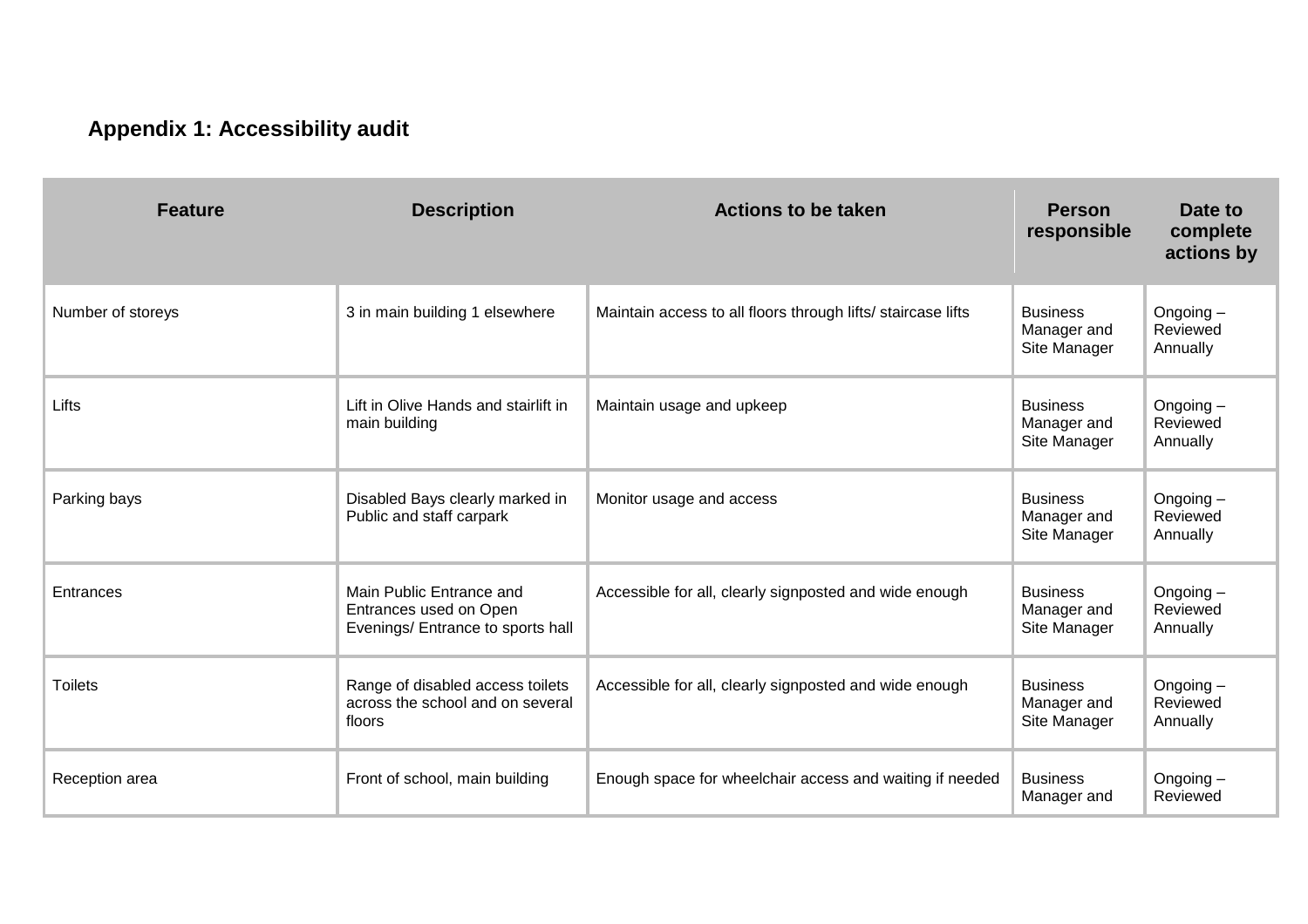### Appendix 1: Accessibility audit

| Feature | Description | Actions to be taken | Person responsible | Date to complete actions by |
|---|---|---|---|---|
| Number of storeys | 3 in main building 1 elsewhere | Maintain access to all floors through lifts/ staircase lifts | Business Manager and Site Manager | Ongoing – Reviewed Annually |
| Lifts | Lift in Olive Hands and stairlift in main building | Maintain usage and upkeep | Business Manager and Site Manager | Ongoing – Reviewed Annually |
| Parking bays | Disabled Bays clearly marked in Public and staff carpark | Monitor usage and access | Business Manager and Site Manager | Ongoing – Reviewed Annually |
| Entrances | Main Public Entrance and Entrances used on Open Evenings/ Entrance to sports hall | Accessible for all, clearly signposted and wide enough | Business Manager and Site Manager | Ongoing – Reviewed Annually |
| Toilets | Range of disabled access toilets across the school and on several floors | Accessible for all, clearly signposted and wide enough | Business Manager and Site Manager | Ongoing – Reviewed Annually |
| Reception area | Front of school, main building | Enough space for wheelchair access and waiting if needed | Business Manager and | Ongoing – Reviewed |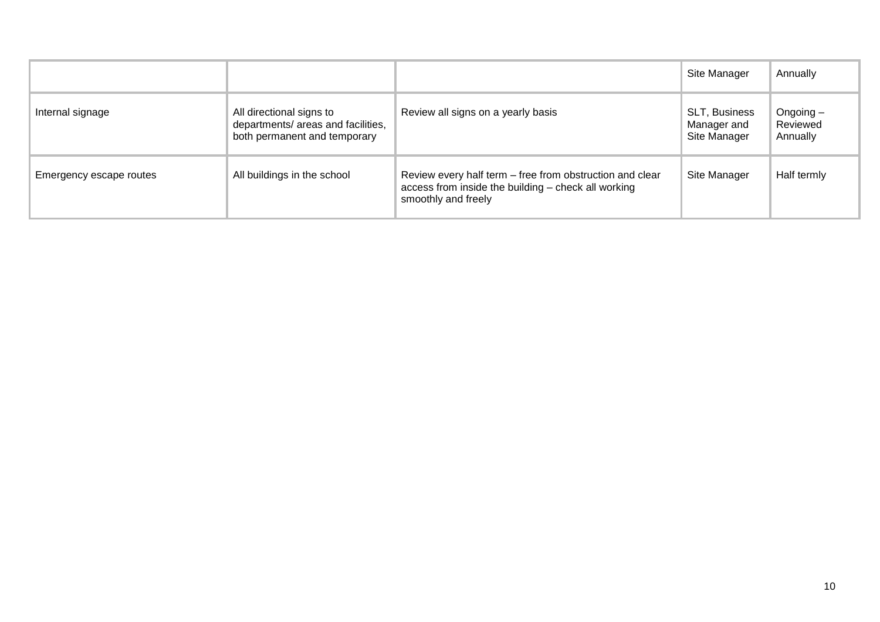| | | | | |
|---|---|---|---|---|
| | | | Site Manager | Annually |
| Internal signage | All directional signs to departments/ areas and facilities, both permanent and temporary | Review all signs on a yearly basis | SLT, Business Manager and Site Manager | Ongoing – Reviewed Annually |
| Emergency escape routes | All buildings in the school | Review every half term – free from obstruction and clear access from inside the building – check all working smoothly and freely | Site Manager | Half termly |